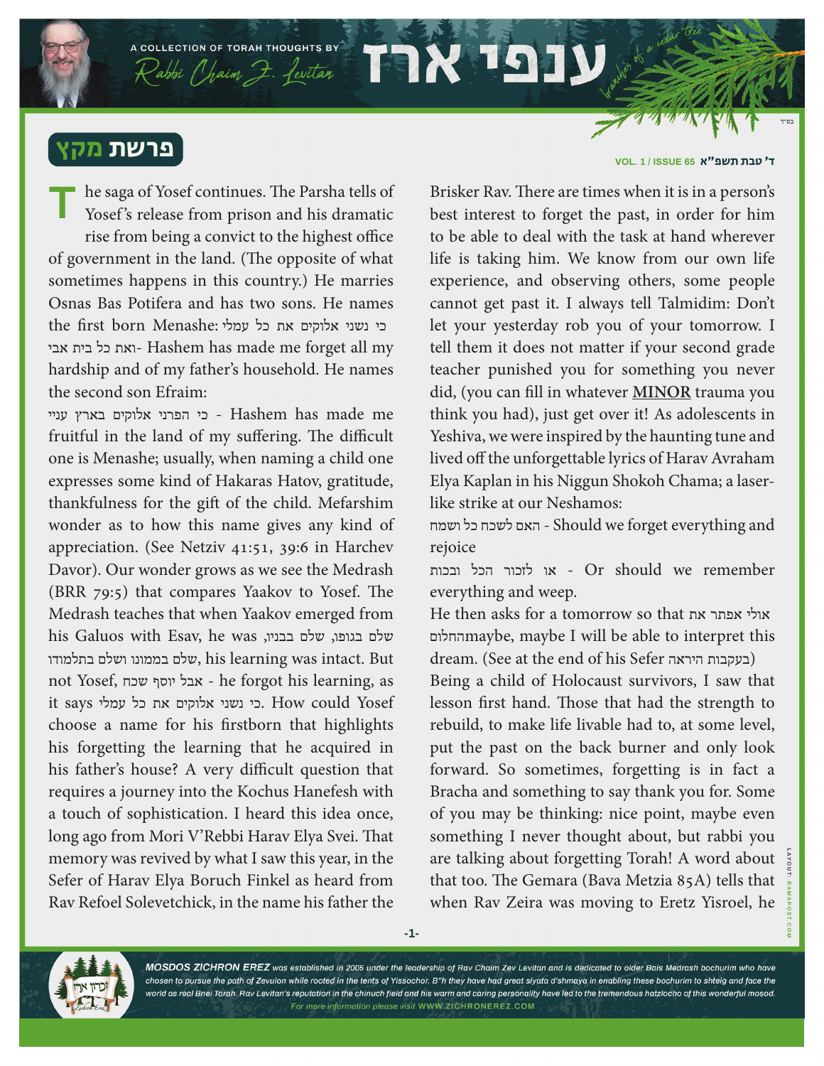A COLLECTION OF TORAH THOUGHTS BY Rabbi Chaim Z. Levitan

# ענפי ארז

branches of a cedar tree

בס"ד

## פרשת מקץ

ד' טבת תשפ"א VOL. 1 / ISSUE 65

The saga of Yosef continues. The Parsha tells of Yosef's release from prison and his dramatic rise from being a convict to the highest office of government in the land. (The opposite of what sometimes happens in this country.) He marries Osnas Bas Potifera and has two sons. He names the first born Menashe: כי נשני אלוקים את כל עמלי ואת כל בית אבי- Hashem has made me forget all my hardship and of my father's household. He names the second son Efraim:

כי הפרני אלוקים בארץ עניי - Hashem has made me fruitful in the land of my suffering. The difficult one is Menashe; usually, when naming a child one expresses some kind of Hakaras Hatov, gratitude, thankfulness for the gift of the child. Mefarshim wonder as to how this name gives any kind of appreciation. (See Netziv 41:51, 39:6 in Harchev Davor). Our wonder grows as we see the Medrash (BRR 79:5) that compares Yaakov to Yosef. The Medrash teaches that when Yaakov emerged from his Galuos with Esav, he was שלם בגופו, שלם בבניו, שלם בממונו ושלם בתלמודו, his learning was intact. But not Yosef, אבל יוסף שכח - he forgot his learning, as it says כי נשני אלוקים את כל עמלי. How could Yosef choose a name for his firstborn that highlights his forgetting the learning that he acquired in his father's house? A very difficult question that requires a journey into the Kochus Hanefesh with a touch of sophistication. I heard this idea once, long ago from Mori V'Rebbi Harav Elya Svei. That memory was revived by what I saw this year, in the Sefer of Harav Elya Boruch Finkel as heard from Rav Refoel Solevetchick, in the name his father the Brisker Rav. There are times when it is in a person's best interest to forget the past, in order for him to be able to deal with the task at hand wherever life is taking him. We know from our own life experience, and observing others, some people cannot get past it. I always tell Talmidim: Don't let your yesterday rob you of your tomorrow. I tell them it does not matter if your second grade teacher punished you for something you never did, (you can fill in whatever **MINOR** trauma you think you had), just get over it! As adolescents in Yeshiva, we were inspired by the haunting tune and lived off the unforgettable lyrics of Harav Avraham Elya Kaplan in his Niggun Shokoh Chama; a laser-like strike at our Neshamos:

האם לשכח כל ושמח - Should we forget everything and rejoice

או לזכור הכל ובכות - Or should we remember everything and weep.

He then asks for a tomorrow so that אולי אפתר את החלום maybe, maybe I will be able to interpret this dream. (See at the end of his Sefer בעקבות היראה)

Being a child of Holocaust survivors, I saw that lesson first hand. Those that had the strength to rebuild, to make life livable had to, at some level, put the past on the back burner and only look forward. So sometimes, forgetting is in fact a Bracha and something to say thank you for. Some of you may be thinking: nice point, maybe even something I never thought about, but rabbi you are talking about forgetting Torah! A word about that too. The Gemara (Bava Metzia 85A) tells that when Rav Zeira was moving to Eretz Yisroel, he

**MOSDOS ZICHRON EREZ** *was established in 2005 under the leadership of Rav Chaim Zev Levitan and is dedicated to older Bais Medrash bochurim who have chosen to pursue the path of Zevulon while rooted in the tents of Yissochor. B"h they have had great siyata d'shmaya in enabling these bochurim to shteig and face the world as real Bnei Torah. Rav Levitan's reputation in the chinuch field and his warm and caring personality have led to the tremendous hatzlocho of this wonderful mosod.*

*For more information please visit* **WWW.ZICHRONEREZ.COM**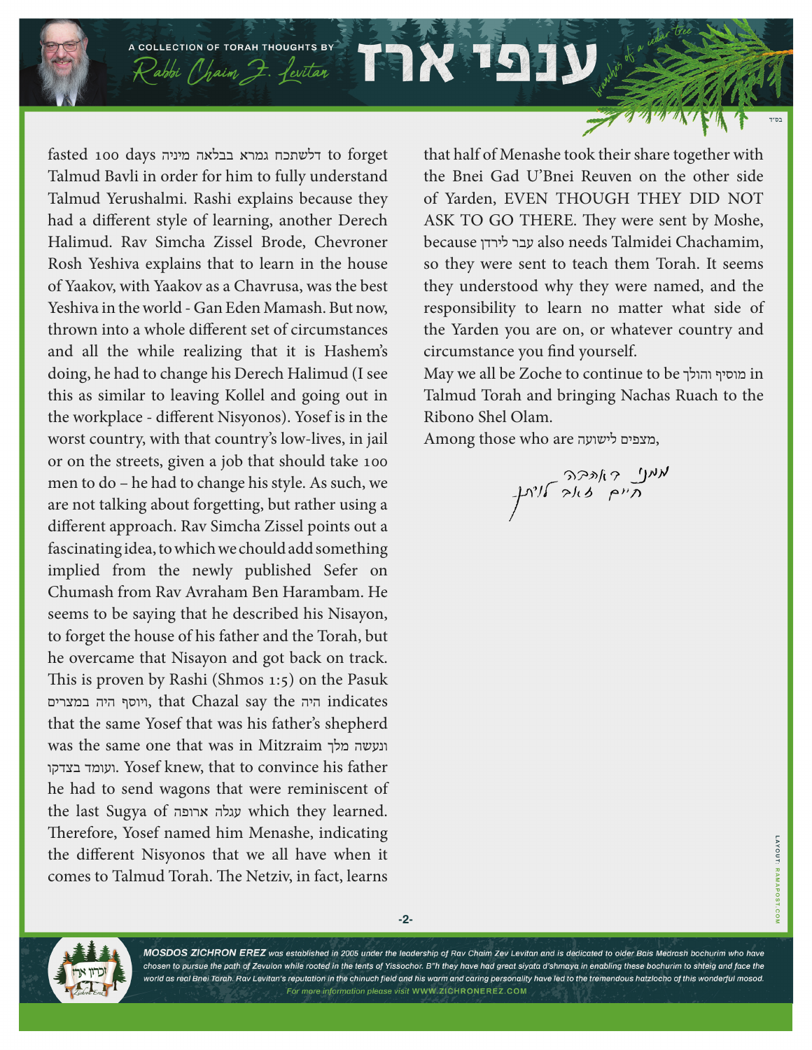fasted 100 days דלשתכח גמרא בבלאה מיניה to forget Talmud Bavli in order for him to fully understand Talmud Yerushalmi. Rashi explains because they had a different style of learning, another Derech Halimud. Rav Simcha Zissel Brode, Chevroner Rosh Yeshiva explains that to learn in the house of Yaakov, with Yaakov as a Chavrusa, was the best Yeshiva in the world - Gan Eden Mamash. But now, thrown into a whole different set of circumstances and all the while realizing that it is Hashem's doing, he had to change his Derech Halimud (I see this as similar to leaving Kollel and going out in the workplace - different Nisyonos). Yosef is in the worst country, with that country's low-lives, in jail or on the streets, given a job that should take 100 men to do – he had to change his style. As such, we are not talking about forgetting, but rather using a different approach. Rav Simcha Zissel points out a fascinating idea, to which we chould add something implied from the newly published Sefer on Chumash from Rav Avraham Ben Harambam. He seems to be saying that he described his Nisayon, to forget the house of his father and the Torah, but he overcame that Nisayon and got back on track. This is proven by Rashi (Shmos 1:5) on the Pasuk ויוסף היה במצרים, that Chazal say the היה indicates that the same Yosef that was his father's shepherd was the same one that was in Mitzraim ונעשה מלך ועומד בצדקו. Yosef knew, that to convince his father he had to send wagons that were reminiscent of the last Sugya of עגלה ערופה which they learned. Therefore, Yosef named him Menashe, indicating the different Nisyonos that we all have when it comes to Talmud Torah. The Netziv, in fact, learns that half of Menashe took their share together with the Bnei Gad U'Bnei Reuven on the other side of Yarden, EVEN THOUGH THEY DID NOT ASK TO GO THERE. They were sent by Moshe, because עבר לירדן also needs Talmidei Chachamim, so they were sent to teach them Torah. It seems they understood why they were named, and the responsibility to learn no matter what side of the Yarden you are on, or whatever country and circumstance you find yourself.

May we all be Zoche to continue to be מוסיף והולך in Talmud Torah and bringing Nachas Ruach to the Ribono Shel Olam.

Among those who are מצפים לישועה,

מתוך אהבה
חיים זאב לויטן

**MOSDOS ZICHRON EREZ** *was established in 2005 under the leadership of Rav Chaim Zev Levitan and is dedicated to older Bais Medrash bochurim who have chosen to pursue the path of Zevulon while rooted in the tents of Yissochor. B"h they have had great siyata d'shmaya in enabling these bochurim to shteig and face the world as real Bnei Torah. Rav Levitan's reputation in the chinuch field and his warm and caring personality have led to the tremendous hatzlocho of this wonderful mosod.*

*For more information please visit* WWW.ZICHRONEREZ.COM